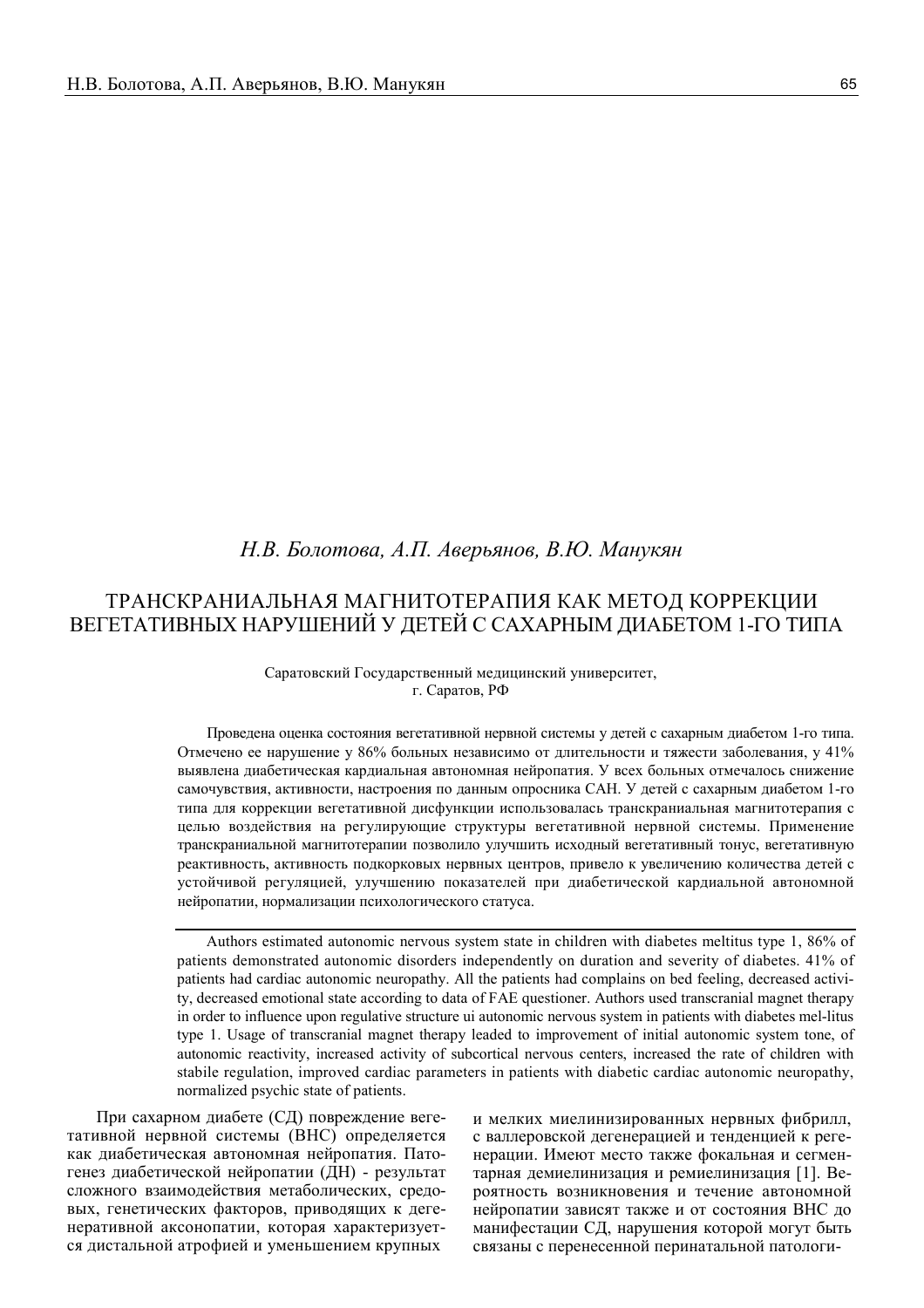*Н.В. Болотова, А.П. Аверьянов, В.Ю. Манукян*

# ТРАНСКРАНИАЛЬНАЯ МАГНИТОТЕРАПИЯ КАК МЕТОД КОРРЕКЦИИ ВЕГЕТАТИВНЫХ НАРУШЕНИЙ У ДЕТЕЙ С САХАРНЫМ ДИАБЕТОМ 1-ГО ТИПА

Саратовский Государственный медицинский университет, г. Саратов, РФ

Проведена оценка состояния вегетативной нервной системы у детей с сахарным диабетом 1-го типа. Отмечено ее нарушение у 86% больных независимо от длительности и тяжести заболевания, у 41% выявлена диабетическая кардиальная автономная нейропатия. У всех больных отмечалось снижение самочувствия, активности, настроения по данным опросника САН. У детей с сахарным диабетом 1-го типа для коррекции вегетативной дисфункции использовалась транскраниальная магнитотерапия с целью воздействия на регулирующие структуры вегетативной нервной системы. Применение транскраниальной магнитотерапии позволило улучшить исходный вегетативный тонус, вегетативную реактивность, активность подкорковых нервных центров, привело к увеличению количества детей с устойчивой регуляцией, улучшению показателей при диабетической кардиальной автономной нейропатии, нормализации психологического статуса.

Authors estimated autonomic nervous system state in children with diabetes meltitus type 1, 86% of patients demonstrated autonomic disorders independently on duration and severity of diabetes. 41% of patients had cardiac autonomic neuropathy. All the patients had complains on bed feeling, decreased activity, decreased emotional state according to data of FAE questioner. Authors used transcranial magnet therapy in order to influence upon regulative structure ui autonomic nervous system in patients with diabetes mel-litus type 1. Usage of transcranial magnet therapy leaded to improvement of initial autonomic system tone, of autonomic reactivity, increased activity of subcortical nervous centers, increased the rate of children with stabile regulation, improved cardiac parameters in patients with diabetic cardiac autonomic neuropathy, normalized psychic state of patients.

При сахарном диабете (СД) повреждение вегетативной нервной системы (ВНС) определяется как диабетическая автономная нейропатия. Патогенез диабетической нейропатии (ДН) - результат сложного взаимодействия метаболических, средовых, генетических факторов, приводящих к дегенеративной аксонопатии, которая характеризуется дистальной атрофией и уменьшением крупных и мелких миелинизированных нервных фибрилл, с валлеровской дегенерацией и тенденцией к регенерации. Имеют место также фокальная и сегментарная демиелинизация и ремиелинизация [1]. Вероятность возникновения и течение автономной нейропатии зависят также и от состояния ВНС до манифестации СД, нарушения которой могут быть связаны с перенесенной перинатальной патологи-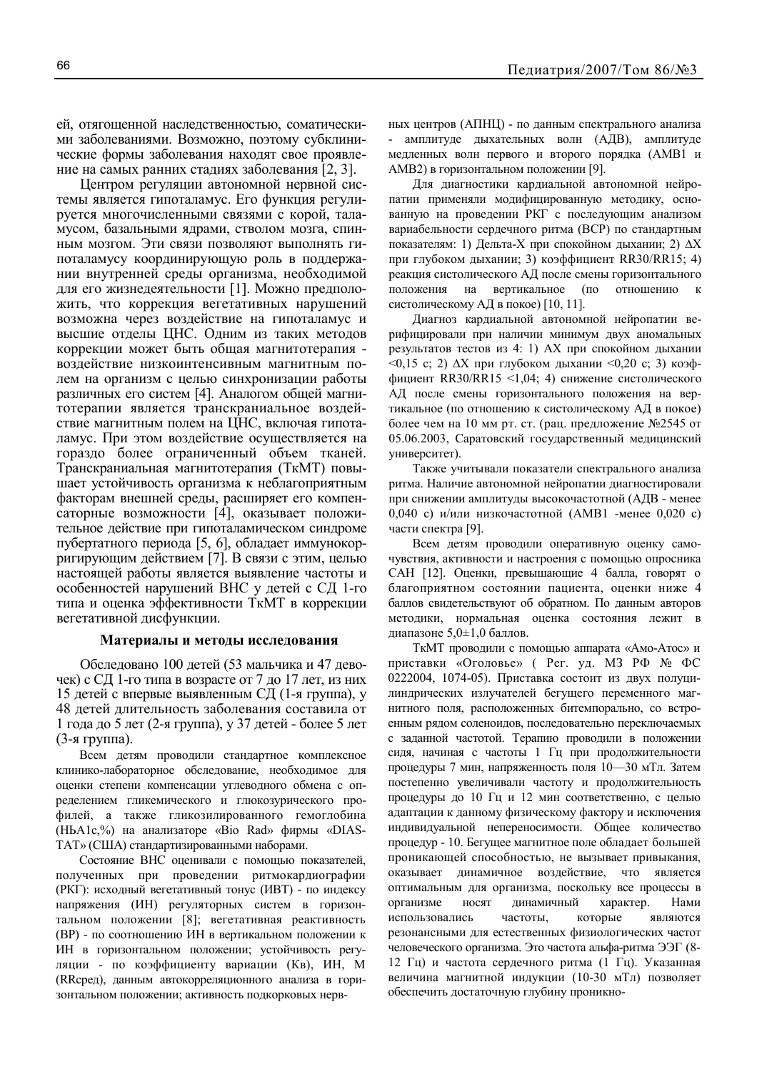ей, отягощенной наследственностью, соматическими заболеваниями. Возможно, поэтому субклинические формы заболевания находят свое проявление на самых ранних стадиях заболевания [2, 3].

Центром регуляции автономной нервной системы является гипоталамус. Его функция регулируется многочисленными связями с корой, таламусом, базальными ядрами, стволом мозга, спинным мозгом. Эти связи позволяют выполнять гипоталамусу координирующую роль в поддержании внутренней среды организма, необходимой для его жизнедеятельности [1]. Можно предположить, что коррекция вегетативных нарушений возможна через воздействие на гипоталамус и высшие отделы ЦНС. Одним из таких методов коррекции может быть общая магнитотерапия - воздействие низкоинтенсивным магнитным полем на организм с целью синхронизации работы различных его систем [4]. Аналогом общей магнитотерапии является транскраниальное воздействие магнитным полем на ЦНС, включая гипоталамус. При этом воздействие осуществляется на гораздо более ограниченный объем тканей. Транскраниальная магнитотерапия (ТкМТ) повышает устойчивость организма к неблагоприятным факторам внешней среды, расширяет его компенсаторные возможности [4], оказывает положительное действие при гипоталамическом синдроме пубертатного периода [5, 6], обладает иммунокорригирующим действием [7]. В связи с этим, целью настоящей работы является выявление частоты и особенностей нарушений ВНС у детей с СД 1-го типа и оценка эффективности ТкМТ в коррекции вегетативной дисфункции.

## Материалы и методы исследования

Обследовано 100 детей (53 мальчика и 47 девочек) с СД 1-го типа в возрасте от 7 до 17 лет, из них 15 детей с впервые выявленным СД (1-я группа), у 48 детей длительность заболевания составила от 1 года до 5 лет (2-я группа), у 37 детей - более 5 лет (3-я группа).

Всем детям проводили стандартное комплексное клинико-лабораторное обследование, необходимое для оценки степени компенсации углеводного обмена с определением гликемического и глюкозурического профилей, а также гликозилированного гемоглобина (HbA1c,%) на анализаторе «Bio Rad» фирмы «DIAS-TAT» (США) стандартизированными наборами.

Состояние ВНС оценивали с помощью показателей, полученных при проведении ритмокардиографии (РКГ): исходный вегетативный тонус (ИВТ) - по индексу напряжения (ИН) регуляторных систем в горизонтальном положении [8]; вегетативная реактивность (ВР) - по соотношению ИН в вертикальном положении к ИН в горизонтальном положении; устойчивость регуляции - по коэффициенту вариации (Кв), ИН, M (RRсред), данным автокорреляционного анализа в горизонтальном положении; активность подкорковых нервных центров (АПНЦ) - по данным спектрального анализа - амплитуде дыхательных волн (АДВ), амплитуде медленных волн первого и второго порядка (АМВ1 и АМВ2) в горизонтальном положении [9].

Для диагностики кардиальной автономной нейропатии применяли модифицированную методику, основанную на проведении РКГ с последующим анализом вариабельности сердечного ритма (ВСР) по стандартным показателям: 1) Дельта-Х при спокойном дыхании; 2) ΔХ при глубоком дыхании; 3) коэффициент RR30/RR15; 4) реакция систолического АД после смены горизонтального положения на вертикальное (по отношению к систолическому АД в покое) [10, 11].

Диагноз кардиальной автономной нейропатии верифицировали при наличии минимум двух аномальных результатов тестов из 4: 1) АХ при спокойном дыхании <0,15 с; 2) ΔХ при глубоком дыхании <0,20 с; 3) коэффициент RR30/RR15 <1,04; 4) снижение систолического АД после смены горизонтального положения на вертикальное (по отношению к систолическому АД в покое) более чем на 10 мм рт. ст. (рац. предложение №2545 от 05.06.2003, Саратовский государственный медицинский университет).

Также учитывали показатели спектрального анализа ритма. Наличие автономной нейропатии диагностировали при снижении амплитуды высокочастотной (АДВ - менее 0,040 с) и/или низкочастотной (АМВ1 -менее 0,020 с) части спектра [9].

Всем детям проводили оперативную оценку самочувствия, активности и настроения с помощью опросника САН [12]. Оценки, превышающие 4 балла, говорят о благоприятном состоянии пациента, оценки ниже 4 баллов свидетельствуют об обратном. По данным авторов методики, нормальная оценка состояния лежит в диапазоне 5,0±1,0 баллов.

ТкМТ проводили с помощью аппарата «Амо-Атос» и приставки «Оголовье» ( Рег. уд. МЗ РФ № ФС 0222004, 1074-05). Приставка состоит из двух полуцилиндрических излучателей бегущего переменного магнитного поля, расположенных битемпорально, со встроенным рядом соленоидов, последовательно переключаемых с заданной частотой. Терапию проводили в положении сидя, начиная с частоты 1 Гц при продолжительности процедуры 7 мин, напряженность поля 10—30 мТл. Затем постепенно увеличивали частоту и продолжительность процедуры до 10 Гц и 12 мин соответственно, с целью адаптации к данному физическому фактору и исключения индивидуальной непереносимости. Общее количество процедур - 10. Бегущее магнитное поле обладает большей проникающей способностью, не вызывает привыкания, оказывает динамичное воздействие, что является оптимальным для организма, поскольку все процессы в организме носят динамичный характер. Нами использовались частоты, которые являются резонансными для естественных физиологических частот человеческого организма. Это частота альфа-ритма ЭЭГ (8-12 Гц) и частота сердечного ритма (1 Гц). Указанная величина магнитной индукции (10-30 мТл) позволяет обеспечить достаточную глубину проникно-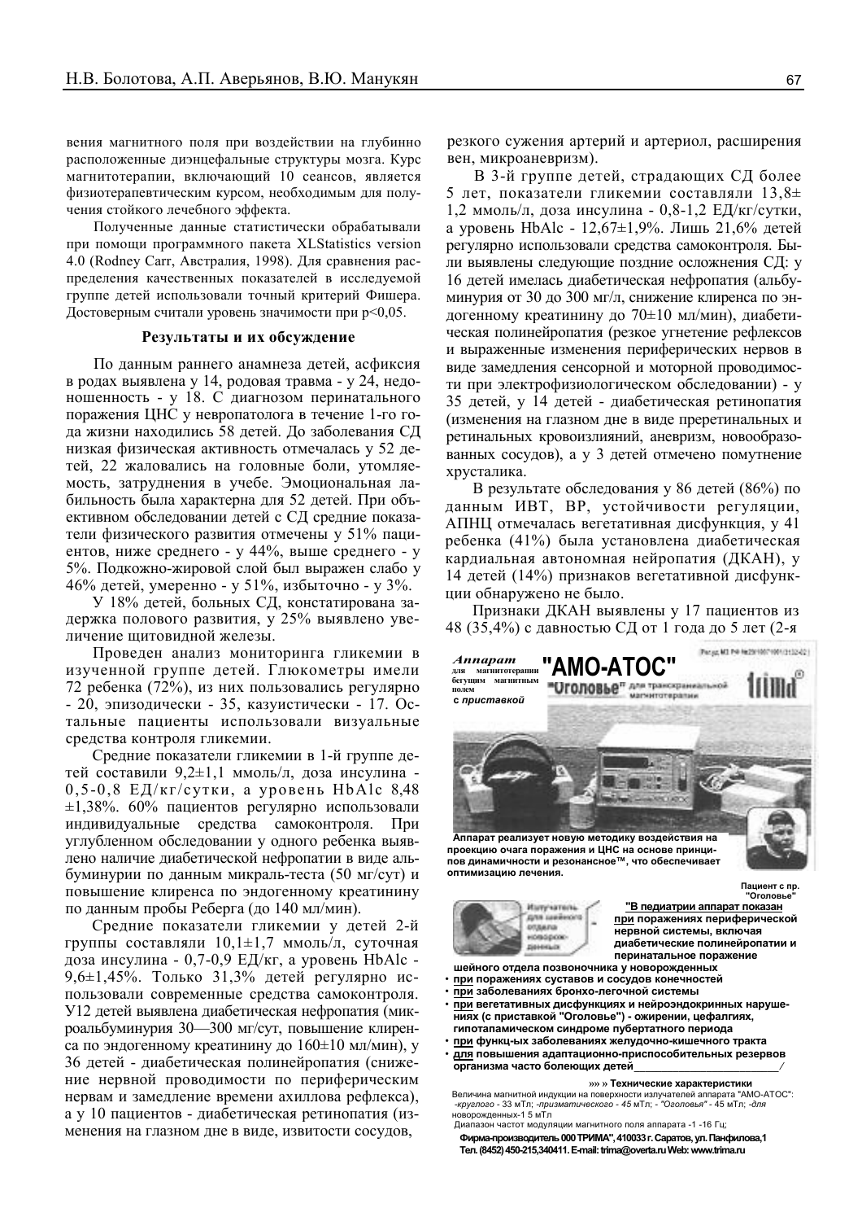вения магнитного поля при воздействии на глубинно расположенные диэнцефальные структуры мозга. Курс магнитотерапии, включающий 10 сеансов, является физиотерапевтическим курсом, необходимым для получения стойкого лечебного эффекта.

Полученные данные статистически обрабатывали при помощи программного пакета XLStatistics version 4.0 (Rodney Carr, Австралия, 1998). Для сравнения распределения качественных показателей в исследуемой группе детей использовали точный критерий Фишера. Достоверным считали уровень значимости при $p<0,05$.

### Результаты и их обсуждение

По данным раннего анамнеза детей, асфиксия в родах выявлена у 14, родовая травма - у 24, недоношенность - у 18. С диагнозом перинатального поражения ЦНС у невропатолога в течение 1-го года жизни находились 58 детей. До заболевания СД низкая физическая активность отмечалась у 52 детей, 22 жаловались на головные боли, утомляемость, затруднения в учебе. Эмоциональная лабильность была характерна для 52 детей. При объективном обследовании детей с СД средние показатели физического развития отмечены у 51% пациентов, ниже среднего - у 44%, выше среднего - у 5%. Подкожно-жировой слой был выражен слабо у 46% детей, умеренно - у 51%, избыточно - у 3%.

У 18% детей, больных СД, констатирована задержка полового развития, у 25% выявлено увеличение щитовидной железы.

Проведен анализ мониторинга гликемии в изученной группе детей. Глюкометры имели 72 ребенка (72%), из них пользовались регулярно - 20, эпизодически - 35, казуистически - 17. Остальные пациенты использовали визуальные средства контроля гликемии.

Средние показатели гликемии в 1-й группе детей составили 9,2±1,1 ммоль/л, доза инсулина - 0,5-0,8 ЕД/кг/сутки, а уровень HbAlc 8,48 ±1,38%. 60% пациентов регулярно использовали индивидуальные средства самоконтроля. При углубленном обследовании у одного ребенка выявлено наличие диабетической нефропатии в виде альбуминурии по данным микраль-теста (50 мг/сут) и повышение клиренса по эндогенному креатинину по данным пробы Реберга (до 140 мл/мин).

Средние показатели гликемии у детей 2-й группы составляли 10,1±1,7 ммоль/л, суточная доза инсулина - 0,7-0,9 ЕД/кг, а уровень HbAlc - 9,6±1,45%. Только 31,3% детей регулярно использовали современные средства самоконтроля. У12 детей выявлена диабетическая нефропатия (микроальбуминурия 30—300 мг/сут, повышение клиренса по эндогенному креатинину до 160±10 мл/мин), у 36 детей - диабетическая полинейропатия (снижение нервной проводимости по периферическим нервам и замедление времени ахиллова рефлекса), а у 10 пациентов - диабетическая ретинопатия (изменения на глазном дне в виде, извитости сосудов, резкого сужения артерий и артериол, расширения вен, микроаневризм).

В 3-й группе детей, страдающих СД более 5 лет, показатели гликемии составляли 13,8± 1,2 ммоль/л, доза инсулина - 0,8-1,2 ЕД/кг/сутки, а уровень HbAlc - 12,67±1,9%. Лишь 21,6% детей регулярно использовали средства самоконтроля. Были выявлены следующие поздние осложнения СД: у 16 детей имелась диабетическая нефропатия (альбуминурия от 30 до 300 мг/л, снижение клиренса по эндогенному креатинину до 70±10 мл/мин), диабетическая полинейропатия (резкое угнетение рефлексов и выраженные изменения периферических нервов в виде замедления сенсорной и моторной проводимости при электрофизиологическом обследовании) - у 35 детей, у 14 детей - диабетическая ретинопатия (изменения на глазном дне в виде преретинальных и ретинальных кровоизлияний, аневризм, новообразованных сосудов), а у 3 детей отмечено помутнение хрусталика.

В результате обследования у 86 детей (86%) по данным ИВТ, ВР, устойчивости регуляции, АПНЦ отмечалась вегетативная дисфункция, у 41 ребенка (41%) была установлена диабетическая кардиальная автономная нейропатия (ДКАН), у 14 детей (14%) признаков вегетативной дисфункции обнаружено не было.

Признаки ДКАН выявлены у 17 пациентов из 48 (35,4%) с давностью СД от 1 года до 5 лет (2-я

***Аппарат*** **для магнитотерапии бегущим магнитным полем** ***с приставкой***

**"АМО-АТОС"**

**"Оголовье"** для транскраниальной магнитотерапии

trima®

**Аппарат реализует новую методику воздействия на проекцию очага поражения и ЦНС на основе принципов динамичности и резонансное™, что обеспечивает оптимизацию лечения.**

**Пациент с пр. "Оголовье"**

Излучатель для шейного отдела новорожденных

**"В педиатрии аппарат показан при поражениях периферической нервной системы, включая диабетические полинейропатии и перинатальное поражение шейного отдела позвоночника у новорожденных**

- **при поражениях суставов и сосудов конечностей**
- **при заболеваниях бронхо-легочной системы**
- **при вегетативных дисфункциях и нейроэндокринных нарушениях (с приставкой "Оголовье") - ожирении, цефалгиях, гипоталамическом синдроме пубертатного периода**
- **при функц-ых заболеваниях желудочно-кишечного тракта**
- **для повышения адаптационно-приспособительных резервов организма часто болеющих детей**

**Технические характеристики**

Величина магнитной индукции на поверхности излучателей аппарата "АМО-АТОС": *-круглого* - 33 мТл; *-призматического* - 45 мТл; - *"Оголовья"* - 45 мТл; *-для новорожденных*-1 5 мТл

Диапазон частот модуляции магнитного поля аппарата -1 -16 Гц;

**Фирма-производитель ООО "ТРИМА", 410033 г. Саратов, ул. Панфилова,1 Тел. (8452) 450-215,340411. E-mail: trima@overta.ru Web: www.trima.ru**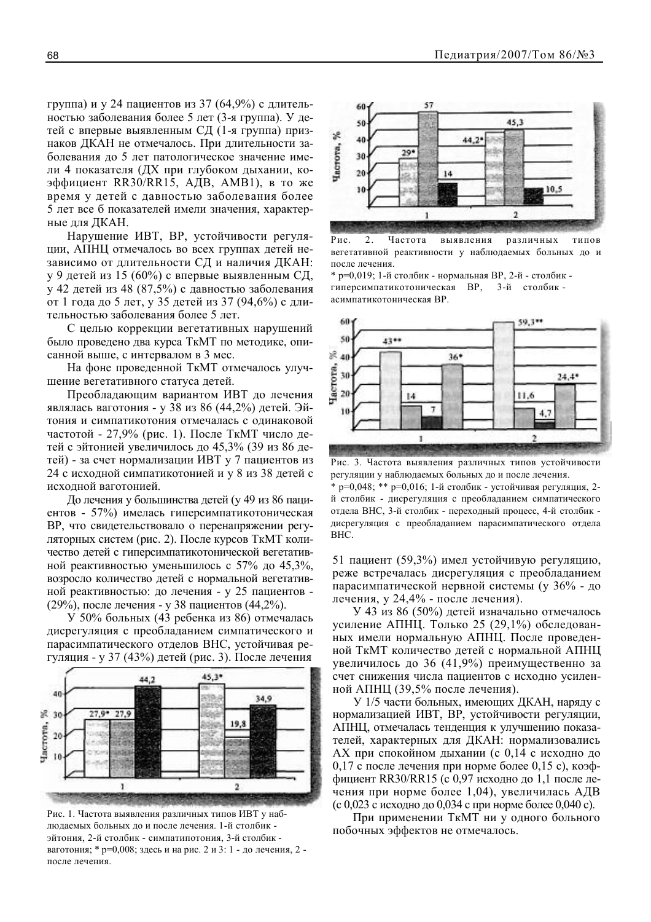группа) и у 24 пациентов из 37 (64,9%) с длительностью заболевания более 5 лет (3-я группа). У детей с впервые выявленным СД (1-я группа) признаков ДКАН не отмечалось. При длительности заболевания до 5 лет патологическое значение имели 4 показателя (ДХ при глубоком дыхании, коэффициент RR30/RR15, АДВ, АМВ1), в то же время у детей с давностью заболевания более 5 лет все 6 показателей имели значения, характерные для ДКАН.

Нарушение ИВТ, ВР, устойчивости регуляции, АПНЦ отмечалось во всех группах детей независимо от длительности СД и наличия ДКАН: у 9 детей из 15 (60%) с впервые выявленным СД, у 42 детей из 48 (87,5%) с давностью заболевания от 1 года до 5 лет, у 35 детей из 37 (94,6%) с длительностью заболевания более 5 лет.

С целью коррекции вегетативных нарушений было проведено два курса ТкМТ по методике, описанной выше, с интервалом в 3 мес.

На фоне проведенной ТкМТ отмечалось улучшение вегетативного статуса детей.

Преобладающим вариантом ИВТ до лечения являлась ваготония - у 38 из 86 (44,2%) детей. Эйтония и симпатикотония отмечалась с одинаковой частотой - 27,9% (рис. 1). После ТкМТ число детей с эйтонией увеличилось до 45,3% (39 из 86 детей) - за счет нормализации ИВТ у 7 пациентов из 24 с исходной симпатикотонией и у 8 из 38 детей с исходной ваготонией.

До лечения у большинства детей (у 49 из 86 пациентов - 57%) имелась гиперсимпатикотоническая ВР, что свидетельствовало о перенапряжении регуляторных систем (рис. 2). После курсов ТкМТ количество детей с гиперсимпатикотонической вегетативной реактивностью уменьшилось с 57% до 45,3%, возросло количество детей с нормальной вегетативной реактивностью: до лечения - у 25 пациентов - (29%), после лечения - у 38 пациентов (44,2%).

У 50% больных (43 ребенка из 86) отмечалась дисрегуляция с преобладанием симпатического и парасимпатического отделов ВНС, устойчивая регуляция - у 37 (43%) детей (рис. 3). После лечения 51 пациент (59,3%) имел устойчивую регуляцию, реже встречалась дисрегуляция с преобладанием парасимпатической нервной системы (у 36% - до лечения, у 24,4% - после лечения).

Рис. 1. Частота выявления различных типов ИВТ у наблюдаемых больных до и после лечения. 1-й столбик - эйтония, 2-й столбик - симпатипотония, 3-й столбик - ваготония; * p=0,008; здесь и на рис. 2 и 3: 1 - до лечения, 2 - после лечения.

Рис. 2. Частота выявления различных типов вегетативной реактивности у наблюдаемых больных до и после лечения.
* p=0,019; 1-й столбик - нормальная ВР, 2-й - столбик - гиперсимпатикотоническая ВР, 3-й столбик - асимпатикотоническая ВР.

Рис. 3. Частота выявления различных типов устойчивости регуляции у наблюдаемых больных до и после лечения.
* p=0,048; ** p=0,016; 1-й столбик - устойчивая регуляция, 2-й столбик - дисрегуляция с преобладанием симпатического отдела ВНС, 3-й столбик - переходный процесс, 4-й столбик - дисрегуляция с преобладанием парасимпатического отдела ВНС.

У 43 из 86 (50%) детей изначально отмечалось усиление АПНЦ. Только 25 (29,1%) обследованных имели нормальную АПНЦ. После проведенной ТкМТ количество детей с нормальной АПНЦ увеличилось до 36 (41,9%) преимущественно за счет снижения числа пациентов с исходно усиленной АПНЦ (39,5% после лечения).

У 1/5 части больных, имеющих ДКАН, наряду с нормализацией ИВТ, ВР, устойчивости регуляции, АПНЦ, отмечалась тенденция к улучшению показателей, характерных для ДКАН: нормализовались АХ при спокойном дыхании (с 0,14 с исходно до 0,17 с после лечения при норме более 0,15 с), коэффициент RR30/RR15 (с 0,97 исходно до 1,1 после лечения при норме более 1,04), увеличилась АДВ (с 0,023 с исходно до 0,034 с при норме более 0,040 с).

При применении ТкМТ ни у одного больного побочных эффектов не отмечалось.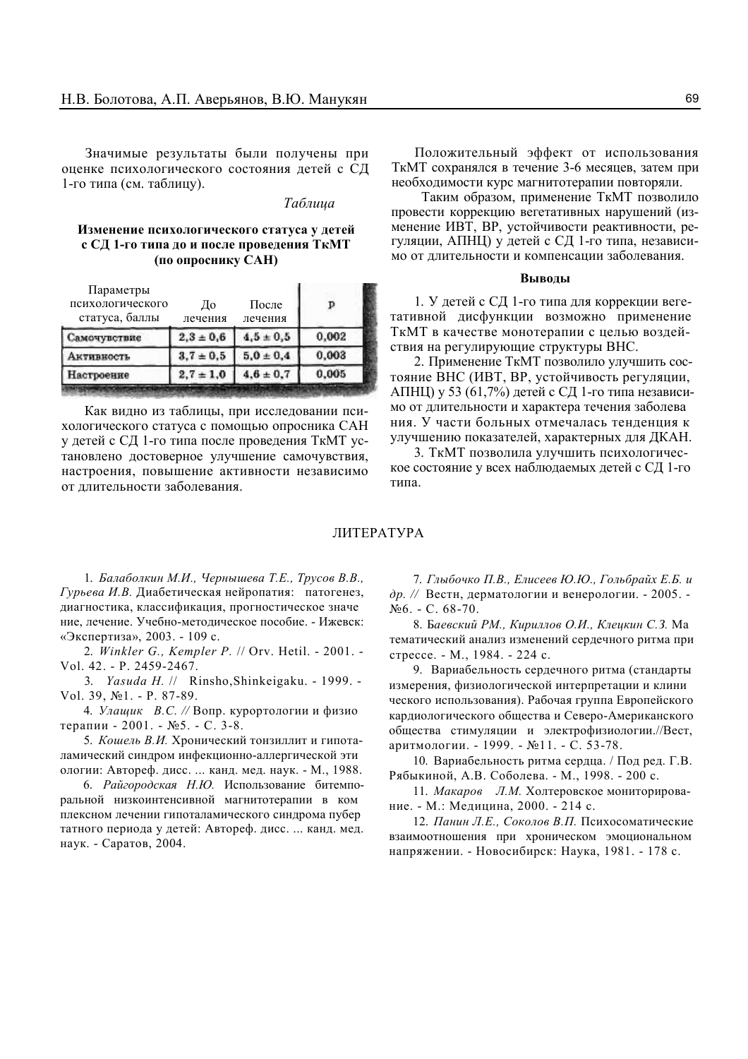Значимые результаты были получены при оценке психологического состояния детей с СД 1-го типа (см. таблицу).

*Таблица*

**Изменение психологического статуса у детей с СД 1-го типа до и после проведения ТкМТ (по опроснику САН)**

| Параметры психологического статуса, баллы | До лечения | После лечения | p |
|---|---|---|---|
| Самочувствие | 2,3 ± 0,6 | 4,5 ± 0,5 | 0,002 |
| Активность | 3,7 ± 0,5 | 5,0 ± 0,4 | 0,003 |
| Настроение | 2,7 ± 1,0 | 4,6 ± 0,7 | 0,005 |

Как видно из таблицы, при исследовании психологического статуса с помощью опросника САН у детей с СД 1-го типа после проведения ТкМТ установлено достоверное улучшение самочувствия, настроения, повышение активности независимо от длительности заболевания.

Положительный эффект от использования ТкМТ сохранялся в течение 3-6 месяцев, затем при необходимости курс магнитотерапии повторяли.

Таким образом, применение ТкМТ позволило провести коррекцию вегетативных нарушений (изменение ИВТ, ВР, устойчивости реактивности, регуляции, АПНЦ) у детей с СД 1-го типа, независимо от длительности и компенсации заболевания.

### Выводы

1. У детей с СД 1-го типа для коррекции вегетативной дисфункции возможно применение ТкМТ в качестве монотерапии с целью воздействия на регулирующие структуры ВНС.

2. Применение ТкМТ позволило улучшить состояние ВНС (ИВТ, ВР, устойчивость регуляции, АПНЦ) у 53 (61,7%) детей с СД 1-го типа независимо от длительности и характера течения заболевания. У части больных отмечалась тенденция к улучшению показателей, характерных для ДКАН.

3. ТкМТ позволила улучшить психологическое состояние у всех наблюдаемых детей с СД 1-го типа.

## ЛИТЕРАТУРА

1. *Балаболкин М.И., Чернышева Т.Е., Трусов В.В., Гурьева И.В.* Диабетическая нейропатия: патогенез, диагностика, классификация, прогностическое значение, лечение. Учебно-методическое пособие. - Ижевск: «Экспертиза», 2003. - 109 с.
2. *Winkler G., Kempler P.* // Orv. Hetil. - 2001. - Vol. 42. - P. 2459-2467.
3. *Yasuda H.* // Rinsho,Shinkeigaku. - 1999. - Vol. 39, №1. - P. 87-89.
4. *Улащик В.С.* // Вопр. курортологии и физиотерапии - 2001. - №5. - С. 3-8.
5. *Кошель В.И.* Хронический тонзиллит и гипоталамический синдром инфекционно-аллергической этиологии: Автореф. дисс. ... канд. мед. наук. - М., 1988.
6. *Райгородская Н.Ю.* Использование битемпоральной низкоинтенсивной магнитотерапии в комплексном лечении гипоталамического синдрома пубертатного периода у детей: Автореф. дисс. ... канд. мед. наук. - Саратов, 2004.
7. *Глыбочко П.В., Елисеев Ю.Ю., Гольбрайх Е.Б. и др.* // Вестн, дерматологии и венерологии. - 2005. - №6. - С. 68-70.
8. *Баевский Р.М., Кириллов О.И., Клецкин С.З.* Математический анализ изменений сердечного ритма при стрессе. - М., 1984. - 224 с.
9. Вариабельность сердечного ритма (стандарты измерения, физиологической интерпретации и клинического использования). Рабочая группа Европейского кардиологического общества и Северо-Американского общества стимуляции и электрофизиологии.//Вест, аритмологии. - 1999. - №11. - С. 53-78.
10. Вариабельность ритма сердца. / Под ред. Г.В. Рябыкиной, А.В. Соболева. - М., 1998. - 200 с.
11. *Макаров Л.М.* Холтеровское мониторирование. - М.: Медицина, 2000. - 214 с.
12. *Панин Л.Е., Соколов В.П.* Психосоматические взаимоотношения при хроническом эмоциональном напряжении. - Новосибирск: Наука, 1981. - 178 с.